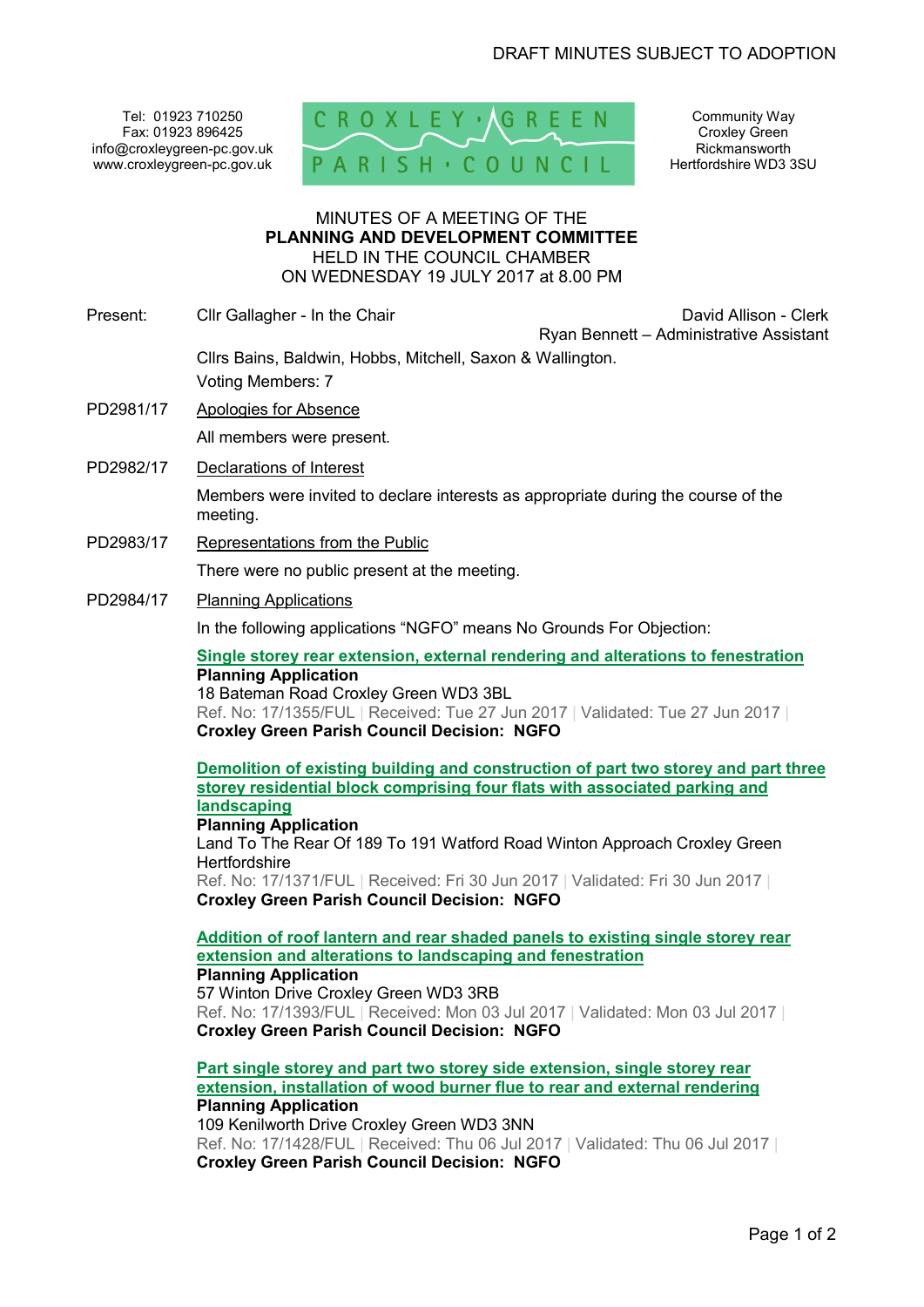DRAFT MINUTES SUBJECT TO ADOPTION

Tel: 01923 710250
Fax: 01923 896425
info@croxleygreen-pc.gov.uk
www.croxleygreen-pc.gov.uk

CROXLEY GREEN PARISH COUNCIL

Community Way
Croxley Green
Rickmansworth
Hertfordshire WD3 3SU

MINUTES OF A MEETING OF THE
**PLANNING AND DEVELOPMENT COMMITTEE**
HELD IN THE COUNCIL CHAMBER
ON WEDNESDAY 19 JULY 2017 at 8.00 PM

Present: Cllr Gallagher - In the Chair

David Allison - Clerk
Ryan Bennett – Administrative Assistant

Cllrs Bains, Baldwin, Hobbs, Mitchell, Saxon & Wallington.

Voting Members: 7

PD2981/17 Apologies for Absence

All members were present.

PD2982/17 Declarations of Interest

Members were invited to declare interests as appropriate during the course of the meeting.

PD2983/17 Representations from the Public

There were no public present at the meeting.

PD2984/17 Planning Applications

In the following applications "NGFO" means No Grounds For Objection:

**Single storey rear extension, external rendering and alterations to fenestration**
**Planning Application**
18 Bateman Road Croxley Green WD3 3BL
Ref. No: 17/1355/FUL | Received: Tue 27 Jun 2017 | Validated: Tue 27 Jun 2017 |
**Croxley Green Parish Council Decision: NGFO**

**Demolition of existing building and construction of part two storey and part three storey residential block comprising four flats with associated parking and landscaping**
**Planning Application**
Land To The Rear Of 189 To 191 Watford Road Winton Approach Croxley Green Hertfordshire
Ref. No: 17/1371/FUL | Received: Fri 30 Jun 2017 | Validated: Fri 30 Jun 2017 |
**Croxley Green Parish Council Decision: NGFO**

**Addition of roof lantern and rear shaded panels to existing single storey rear extension and alterations to landscaping and fenestration**
**Planning Application**
57 Winton Drive Croxley Green WD3 3RB
Ref. No: 17/1393/FUL | Received: Mon 03 Jul 2017 | Validated: Mon 03 Jul 2017 |
**Croxley Green Parish Council Decision: NGFO**

**Part single storey and part two storey side extension, single storey rear extension, installation of wood burner flue to rear and external rendering**
**Planning Application**
109 Kenilworth Drive Croxley Green WD3 3NN
Ref. No: 17/1428/FUL | Received: Thu 06 Jul 2017 | Validated: Thu 06 Jul 2017 |
**Croxley Green Parish Council Decision: NGFO**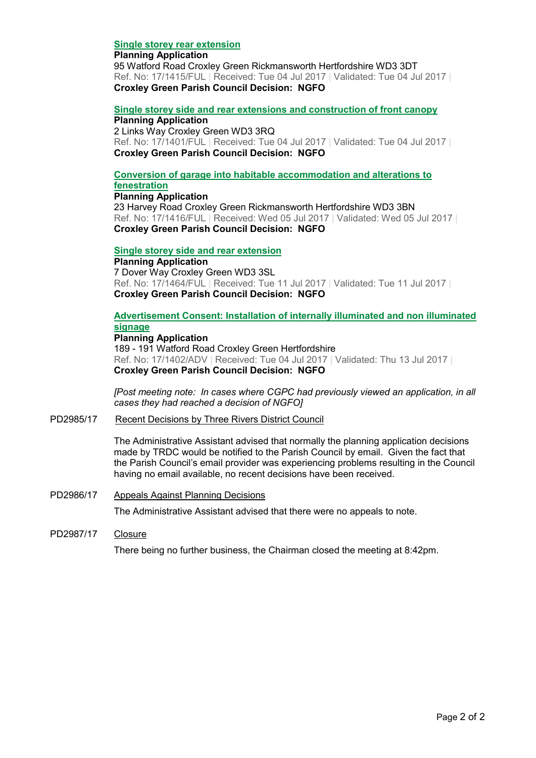**Single storey rear extension**
**Planning Application**
95 Watford Road Croxley Green Rickmansworth Hertfordshire WD3 3DT
Ref. No: 17/1415/FUL | Received: Tue 04 Jul 2017 | Validated: Tue 04 Jul 2017 |
**Croxley Green Parish Council Decision: NGFO**

**Single storey side and rear extensions and construction of front canopy**
**Planning Application**
2 Links Way Croxley Green WD3 3RQ
Ref. No: 17/1401/FUL | Received: Tue 04 Jul 2017 | Validated: Tue 04 Jul 2017 |
**Croxley Green Parish Council Decision: NGFO**

**Conversion of garage into habitable accommodation and alterations to fenestration**
**Planning Application**
23 Harvey Road Croxley Green Rickmansworth Hertfordshire WD3 3BN
Ref. No: 17/1416/FUL | Received: Wed 05 Jul 2017 | Validated: Wed 05 Jul 2017 |
**Croxley Green Parish Council Decision: NGFO**

**Single storey side and rear extension**
**Planning Application**
7 Dover Way Croxley Green WD3 3SL
Ref. No: 17/1464/FUL | Received: Tue 11 Jul 2017 | Validated: Tue 11 Jul 2017 |
**Croxley Green Parish Council Decision: NGFO**

**Advertisement Consent: Installation of internally illuminated and non illuminated signage**
**Planning Application**
189 - 191 Watford Road Croxley Green Hertfordshire
Ref. No: 17/1402/ADV | Received: Tue 04 Jul 2017 | Validated: Thu 13 Jul 2017 |
**Croxley Green Parish Council Decision: NGFO**

*[Post meeting note: In cases where CGPC had previously viewed an application, in all cases they had reached a decision of NGFO]*

PD2985/17 Recent Decisions by Three Rivers District Council

The Administrative Assistant advised that normally the planning application decisions made by TRDC would be notified to the Parish Council by email. Given the fact that the Parish Council's email provider was experiencing problems resulting in the Council having no email available, no recent decisions have been received.

PD2986/17 Appeals Against Planning Decisions

The Administrative Assistant advised that there were no appeals to note.

PD2987/17 Closure

There being no further business, the Chairman closed the meeting at 8:42pm.